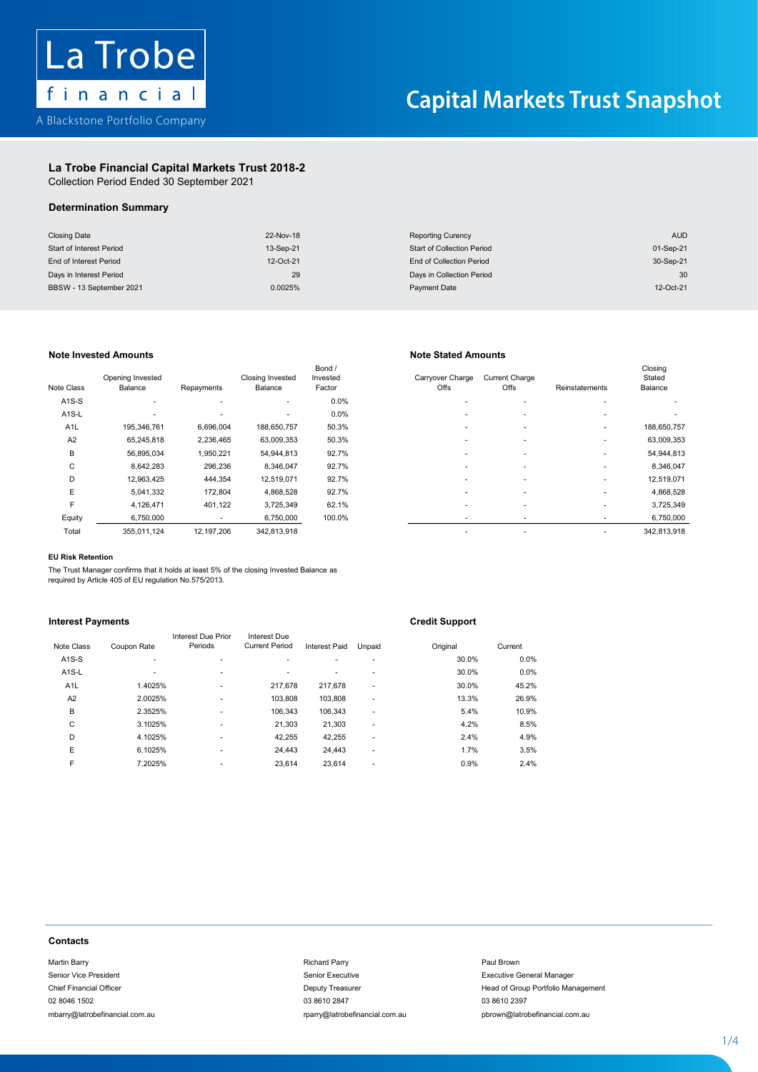# Capital Markets Trust Snapshot

La Trobe financial

A Blackstone Portfolio Company

## La Trobe Financial Capital Markets Trust 2018-2

Collection Period Ended 30 September 2021

### Determination Summary

| | | | |
|---|---|---|---|
| Closing Date | 22-Nov-18 | Reporting Curency | AUD |
| Start of Interest Period | 13-Sep-21 | Start of Collection Period | 01-Sep-21 |
| End of Interest Period | 12-Oct-21 | End of Collection Period | 30-Sep-21 |
| Days in Interest Period | 29 | Days in Collection Period | 30 |
| BBSW - 13 September 2021 | 0.0025% | Payment Date | 12-Oct-21 |

### Note Invested Amounts

| Note Class | Opening Invested Balance | Repayments | Closing Invested Balance | Bond / Invested Factor |
|---|---|---|---|---|
| A1S-S | - | - | - | 0.0% |
| A1S-L | - | - | - | 0.0% |
| A1L | 195,346,761 | 6,696,004 | 188,650,757 | 50.3% |
| A2 | 65,245,818 | 2,236,465 | 63,009,353 | 50.3% |
| B | 56,895,034 | 1,950,221 | 54,944,813 | 92.7% |
| C | 8,642,283 | 296,236 | 8,346,047 | 92.7% |
| D | 12,963,425 | 444,354 | 12,519,071 | 92.7% |
| E | 5,041,332 | 172,804 | 4,868,528 | 92.7% |
| F | 4,126,471 | 401,122 | 3,725,349 | 62.1% |
| Equity | 6,750,000 | - | 6,750,000 | 100.0% |
| Total | 355,011,124 | 12,197,206 | 342,813,918 | |

### Note Stated Amounts

| Carryover Charge Offs | Current Charge Offs | Reinstatements | Closing Stated Balance |
|---|---|---|---|
| - | - | - | - |
| - | - | - | - |
| - | - | - | 188,650,757 |
| - | - | - | 63,009,353 |
| - | - | - | 54,944,813 |
| - | - | - | 8,346,047 |
| - | - | - | 12,519,071 |
| - | - | - | 4,868,528 |
| - | - | - | 3,725,349 |
| - | - | - | 6,750,000 |
| - | - | - | 342,813,918 |

#### EU Risk Retention

The Trust Manager confirms that it holds at least 5% of the closing Invested Balance as required by Article 405 of EU regulation No.575/2013.

### Interest Payments

| Note Class | Coupon Rate | Interest Due Prior Periods | Interest Due Current Period | Interest Paid | Unpaid |
|---|---|---|---|---|---|
| A1S-S | - | - | - | - | - |
| A1S-L | - | - | - | - | - |
| A1L | 1.4025% | - | 217,678 | 217,678 | - |
| A2 | 2.0025% | - | 103,808 | 103,808 | - |
| B | 2.3525% | - | 106,343 | 106,343 | - |
| C | 3.1025% | - | 21,303 | 21,303 | - |
| D | 4.1025% | - | 42,255 | 42,255 | - |
| E | 6.1025% | - | 24,443 | 24,443 | - |
| F | 7.2025% | - | 23,614 | 23,614 | - |

### Credit Support

| Original | Current |
|---|---|
| 30.0% | 0.0% |
| 30.0% | 0.0% |
| 30.0% | 45.2% |
| 13.3% | 26.9% |
| 5.4% | 10.9% |
| 4.2% | 8.5% |
| 2.4% | 4.9% |
| 1.7% | 3.5% |
| 0.9% | 2.4% |

### Contacts

Martin Barry
Senior Vice President
Chief Financial Officer
02 8046 1502
mbarry@latrobefinancial.com.au

Richard Parry
Senior Executive
Deputy Treasurer
03 8610 2847
rparry@latrobefinancial.com.au

Paul Brown
Executive General Manager
Head of Group Portfolio Management
03 8610 2397
pbrown@latrobefinancial.com.au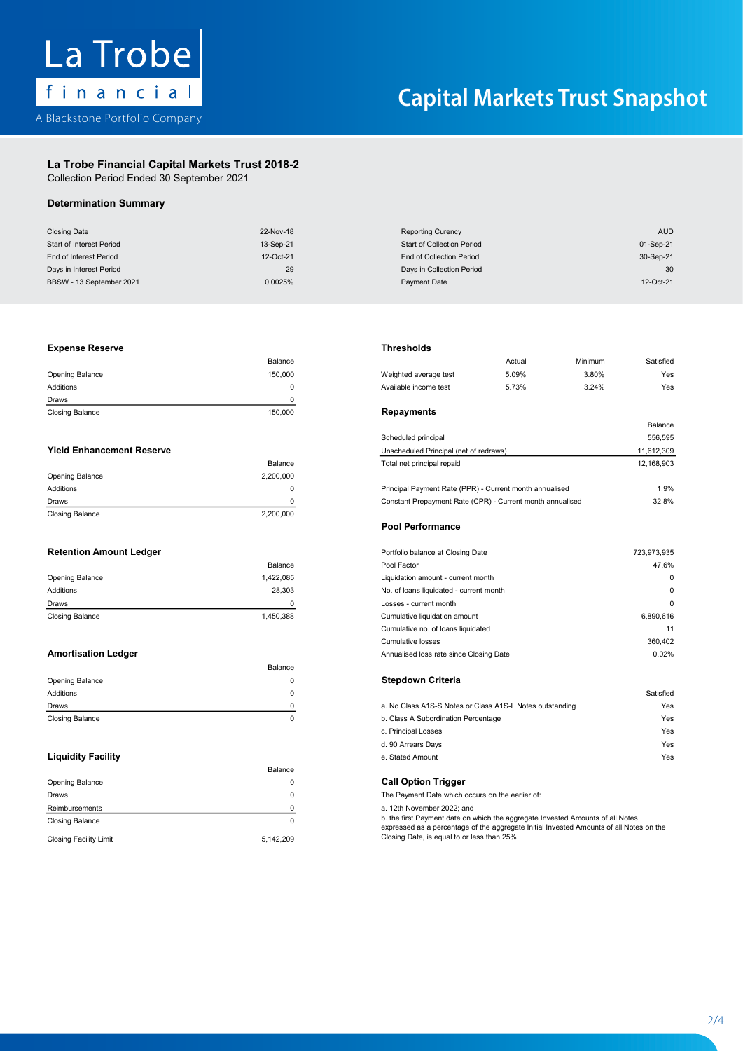La Trobe financial

A Blackstone Portfolio Company

# Capital Markets Trust Snapshot

## La Trobe Financial Capital Markets Trust 2018-2

Collection Period Ended 30 September 2021

### Determination Summary

| | |
|---|---|
| Closing Date | 22-Nov-18 |
| Start of Interest Period | 13-Sep-21 |
| End of Interest Period | 12-Oct-21 |
| Days in Interest Period | 29 |
| BBSW - 13 September 2021 | 0.0025% |

| | |
|---|---|
| Reporting Curency | AUD |
| Start of Collection Period | 01-Sep-21 |
| End of Collection Period | 30-Sep-21 |
| Days in Collection Period | 30 |
| Payment Date | 12-Oct-21 |

### Expense Reserve

| | Balance |
|---|---|
| Opening Balance | 150,000 |
| Additions | 0 |
| Draws | 0 |
| Closing Balance | 150,000 |

### Yield Enhancement Reserve

| | Balance |
|---|---|
| Opening Balance | 2,200,000 |
| Additions | 0 |
| Draws | 0 |
| Closing Balance | 2,200,000 |

### Retention Amount Ledger

| | Balance |
|---|---|
| Opening Balance | 1,422,085 |
| Additions | 28,303 |
| Draws | 0 |
| Closing Balance | 1,450,388 |

### Amortisation Ledger

| | Balance |
|---|---|
| Opening Balance | 0 |
| Additions | 0 |
| Draws | 0 |
| Closing Balance | 0 |

### Liquidity Facility

| | Balance |
|---|---|
| Opening Balance | 0 |
| Draws | 0 |
| Reimbursements | 0 |
| Closing Balance | 0 |
| Closing Facility Limit | 5,142,209 |

### Thresholds

| | Actual | Minimum | Satisfied |
|---|---|---|---|
| Weighted average test | 5.09% | 3.80% | Yes |
| Available income test | 5.73% | 3.24% | Yes |

### Repayments

| | Balance |
|---|---|
| Scheduled principal | 556,595 |
| Unscheduled Principal (net of redraws) | 11,612,309 |
| Total net principal repaid | 12,168,903 |
| Principal Payment Rate (PPR) - Current month annualised | 1.9% |
| Constant Prepayment Rate (CPR) - Current month annualised | 32.8% |

### Pool Performance

| | |
|---|---|
| Portfolio balance at Closing Date | 723,973,935 |
| Pool Factor | 47.6% |
| Liquidation amount - current month | 0 |
| No. of loans liquidated - current month | 0 |
| Losses - current month | 0 |
| Cumulative liquidation amount | 6,890,616 |
| Cumulative no. of loans liquidated | 11 |
| Cumulative losses | 360,402 |
| Annualised loss rate since Closing Date | 0.02% |

### Stepdown Criteria

| | Satisfied |
|---|---|
| a. No Class A1S-S Notes or Class A1S-L Notes outstanding | Yes |
| b. Class A Subordination Percentage | Yes |
| c. Principal Losses | Yes |
| d. 90 Arrears Days | Yes |
| e. Stated Amount | Yes |

### Call Option Trigger

The Payment Date which occurs on the earlier of:

a. 12th November 2022; and

b. the first Payment date on which the aggregate Invested Amounts of all Notes, expressed as a percentage of the aggregate Initial Invested Amounts of all Notes on the Closing Date, is equal to or less than 25%.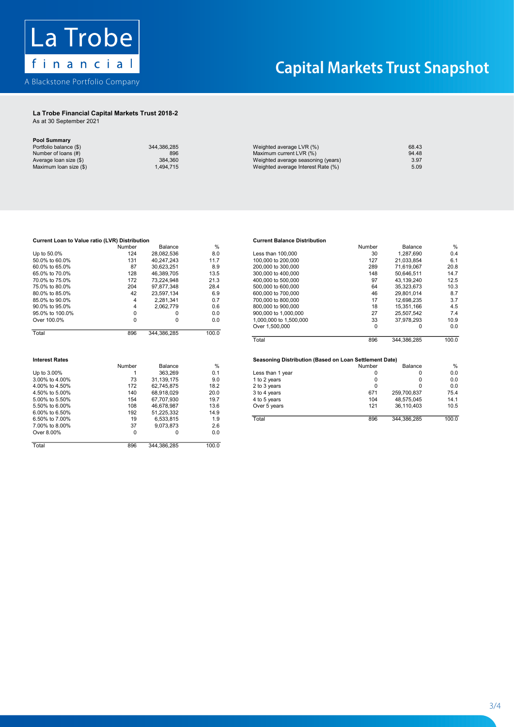La Trobe financial

A Blackstone Portfolio Company

# Capital Markets Trust Snapshot

## La Trobe Financial Capital Markets Trust 2018-2

As at 30 September 2021

### Pool Summary

| | | | |
|---|---|---|---|
| Portfolio balance ($) | 344,386,285 | Weighted average LVR (%) | 68.43 |
| Number of loans (#) | 896 | Maximum current LVR (%) | 94.48 |
| Average loan size ($) | 384,360 | Weighted average seasoning (years) | 3.97 |
| Maximum loan size ($) | 1,494,715 | Weighted average Interest Rate (%) | 5.09 |

### Current Loan to Value ratio (LVR) Distribution

| | Number | Balance | % |
|---|---|---|---|
| Up to 50.0% | 124 | 28,082,536 | 8.0 |
| 50.0% to 60.0% | 131 | 40,247,243 | 11.7 |
| 60.0% to 65.0% | 87 | 30,623,251 | 8.9 |
| 65.0% to 70.0% | 128 | 46,389,705 | 13.5 |
| 70.0% to 75.0% | 172 | 73,224,948 | 21.3 |
| 75.0% to 80.0% | 204 | 97,877,348 | 28.4 |
| 80.0% to 85.0% | 42 | 23,597,134 | 6.9 |
| 85.0% to 90.0% | 4 | 2,281,341 | 0.7 |
| 90.0% to 95.0% | 4 | 2,062,779 | 0.6 |
| 95.0% to 100.0% | 0 | 0 | 0.0 |
| Over 100.0% | 0 | 0 | 0.0 |
| Total | 896 | 344,386,285 | 100.0 |

### Current Balance Distribution

| | Number | Balance | % |
|---|---|---|---|
| Less than 100,000 | 30 | 1,287,690 | 0.4 |
| 100,000 to 200,000 | 127 | 21,033,854 | 6.1 |
| 200,000 to 300,000 | 289 | 71,619,067 | 20.8 |
| 300,000 to 400,000 | 148 | 50,646,511 | 14.7 |
| 400,000 to 500,000 | 97 | 43,139,240 | 12.5 |
| 500,000 to 600,000 | 64 | 35,323,673 | 10.3 |
| 600,000 to 700,000 | 46 | 29,801,014 | 8.7 |
| 700,000 to 800,000 | 17 | 12,698,235 | 3.7 |
| 800,000 to 900,000 | 18 | 15,351,166 | 4.5 |
| 900,000 to 1,000,000 | 27 | 25,507,542 | 7.4 |
| 1,000,000 to 1,500,000 | 33 | 37,978,293 | 10.9 |
| Over 1,500,000 | 0 | 0 | 0.0 |
| Total | 896 | 344,386,285 | 100.0 |

### Interest Rates

| | Number | Balance | % |
|---|---|---|---|
| Up to 3.00% | 1 | 363,269 | 0.1 |
| 3.00% to 4.00% | 73 | 31,139,175 | 9.0 |
| 4.00% to 4.50% | 172 | 62,745,875 | 18.2 |
| 4.50% to 5.00% | 140 | 68,918,029 | 20.0 |
| 5.00% to 5.50% | 154 | 67,707,930 | 19.7 |
| 5.50% to 6.00% | 108 | 46,678,987 | 13.6 |
| 6.00% to 6.50% | 192 | 51,225,332 | 14.9 |
| 6.50% to 7.00% | 19 | 6,533,815 | 1.9 |
| 7.00% to 8.00% | 37 | 9,073,873 | 2.6 |
| Over 8.00% | 0 | 0 | 0.0 |
| Total | 896 | 344,386,285 | 100.0 |

### Seasoning Distribution (Based on Loan Settlement Date)

| | Number | Balance | % |
|---|---|---|---|
| Less than 1 year | 0 | 0 | 0.0 |
| 1 to 2 years | 0 | 0 | 0.0 |
| 2 to 3 years | 0 | 0 | 0.0 |
| 3 to 4 years | 671 | 259,700,837 | 75.4 |
| 4 to 5 years | 104 | 48,575,045 | 14.1 |
| Over 5 years | 121 | 36,110,403 | 10.5 |
| Total | 896 | 344,386,285 | 100.0 |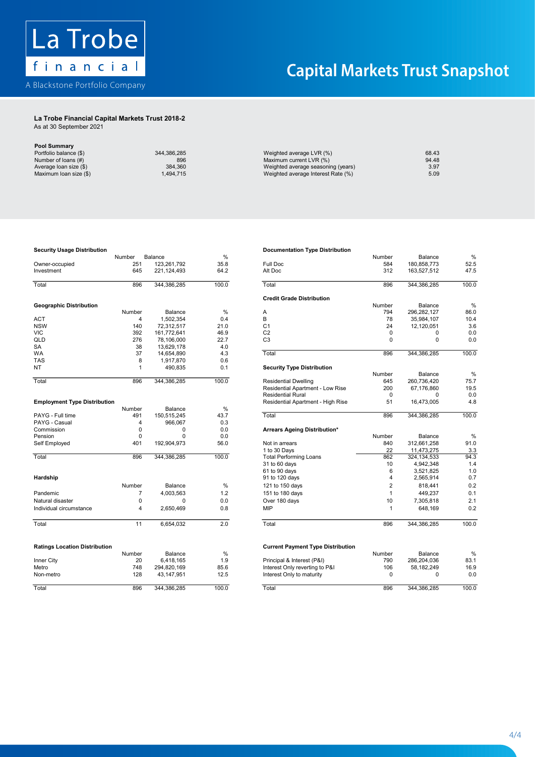La Trobe financial

A Blackstone Portfolio Company

# Capital Markets Trust Snapshot

## La Trobe Financial Capital Markets Trust 2018-2

As at 30 September 2021

### Pool Summary

| | | | |
|---|---|---|---|
| Portfolio balance ($) | 344,386,285 | Weighted average LVR (%) | 68.43 |
| Number of loans (#) | 896 | Maximum current LVR (%) | 94.48 |
| Average loan size ($) | 384,360 | Weighted average seasoning (years) | 3.97 |
| Maximum loan size ($) | 1,494,715 | Weighted average Interest Rate (%) | 5.09 |

### Security Usage Distribution

| | Number | Balance | % |
|---|---|---|---|
| Owner-occupied | 251 | 123,261,792 | 35.8 |
| Investment | 645 | 221,124,493 | 64.2 |
| Total | 896 | 344,386,285 | 100.0 |

### Geographic Distribution

| | Number | Balance | % |
|---|---|---|---|
| ACT | 4 | 1,502,354 | 0.4 |
| NSW | 140 | 72,312,517 | 21.0 |
| VIC | 392 | 161,772,641 | 46.9 |
| QLD | 276 | 78,106,000 | 22.7 |
| SA | 38 | 13,629,178 | 4.0 |
| WA | 37 | 14,654,890 | 4.3 |
| TAS | 8 | 1,917,870 | 0.6 |
| NT | 1 | 490,835 | 0.1 |
| Total | 896 | 344,386,285 | 100.0 |

### Employment Type Distribution

| | Number | Balance | % |
|---|---|---|---|
| PAYG - Full time | 491 | 150,515,245 | 43.7 |
| PAYG - Casual | 4 | 966,067 | 0.3 |
| Commission | 0 | 0 | 0.0 |
| Pension | 0 | 0 | 0.0 |
| Self Employed | 401 | 192,904,973 | 56.0 |
| Total | 896 | 344,386,285 | 100.0 |

### Hardship

| | Number | Balance | % |
|---|---|---|---|
| Pandemic | 7 | 4,003,563 | 1.2 |
| Natural disaster | 0 | 0 | 0.0 |
| Individual circumstance | 4 | 2,650,469 | 0.8 |
| Total | 11 | 6,654,032 | 2.0 |

### Ratings Location Distribution

| | Number | Balance | % |
|---|---|---|---|
| Inner City | 20 | 6,418,165 | 1.9 |
| Metro | 748 | 294,820,169 | 85.6 |
| Non-metro | 128 | 43,147,951 | 12.5 |
| Total | 896 | 344,386,285 | 100.0 |

### Documentation Type Distribution

| | Number | Balance | % |
|---|---|---|---|
| Full Doc | 584 | 180,858,773 | 52.5 |
| Alt Doc | 312 | 163,527,512 | 47.5 |
| Total | 896 | 344,386,285 | 100.0 |

### Credit Grade Distribution

| | Number | Balance | % |
|---|---|---|---|
| A | 794 | 296,282,127 | 86.0 |
| B | 78 | 35,984,107 | 10.4 |
| C1 | 24 | 12,120,051 | 3.6 |
| C2 | 0 | 0 | 0.0 |
| C3 | 0 | 0 | 0.0 |
| Total | 896 | 344,386,285 | 100.0 |

### Security Type Distribution

| | Number | Balance | % |
|---|---|---|---|
| Residential Dwelling | 645 | 260,736,420 | 75.7 |
| Residential Apartment - Low Rise | 200 | 67,176,860 | 19.5 |
| Residential Rural | 0 | 0 | 0.0 |
| Residential Apartment - High Rise | 51 | 16,473,005 | 4.8 |
| Total | 896 | 344,386,285 | 100.0 |

### Arrears Ageing Distribution*

| | Number | Balance | % |
|---|---|---|---|
| Not in arrears | 840 | 312,661,258 | 91.0 |
| 1 to 30 Days | 22 | 11,473,275 | 3.3 |
| Total Performing Loans | 862 | 324,134,533 | 94.3 |
| 31 to 60 days | 10 | 4,942,348 | 1.4 |
| 61 to 90 days | 6 | 3,521,825 | 1.0 |
| 91 to 120 days | 4 | 2,565,914 | 0.7 |
| 121 to 150 days | 2 | 818,441 | 0.2 |
| 151 to 180 days | 1 | 449,237 | 0.1 |
| Over 180 days | 10 | 7,305,818 | 2.1 |
| MIP | 1 | 648,169 | 0.2 |
| Total | 896 | 344,386,285 | 100.0 |

### Current Payment Type Distribution

| | Number | Balance | % |
|---|---|---|---|
| Principal & Interest (P&I) | 790 | 286,204,036 | 83.1 |
| Interest Only reverting to P&I | 106 | 58,182,249 | 16.9 |
| Interest Only to maturity | 0 | 0 | 0.0 |
| Total | 896 | 344,386,285 | 100.0 |